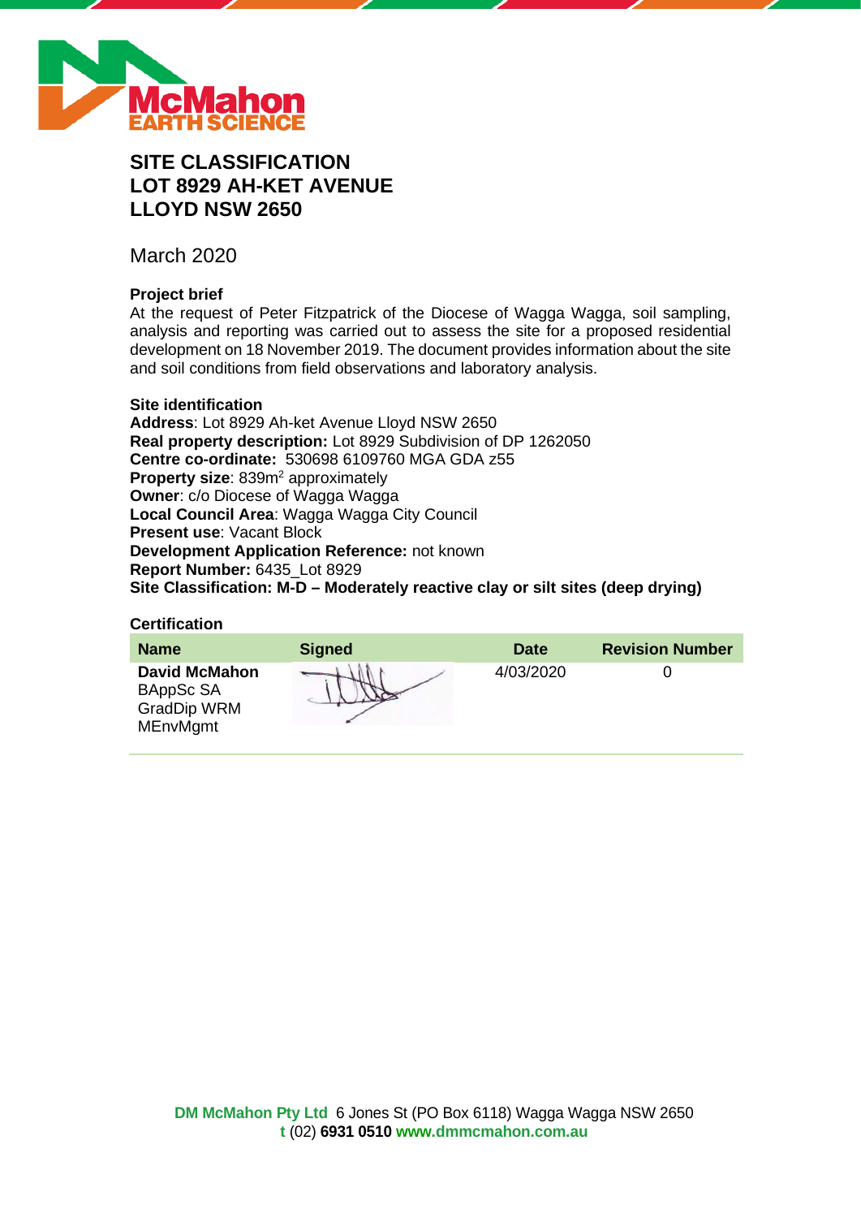McMahon EARTH SCIENCE

# SITE CLASSIFICATION
# LOT 8929 AH-KET AVENUE
# LLOYD NSW 2650

March 2020

### Project brief

At the request of Peter Fitzpatrick of the Diocese of Wagga Wagga, soil sampling, analysis and reporting was carried out to assess the site for a proposed residential development on 18 November 2019. The document provides information about the site and soil conditions from field observations and laboratory analysis.

### Site identification

**Address**: Lot 8929 Ah-ket Avenue Lloyd NSW 2650
**Real property description:** Lot 8929 Subdivision of DP 1262050
**Centre co-ordinate:** 530698 6109760 MGA GDA z55
**Property size**: 839m$^2$ approximately
**Owner**: c/o Diocese of Wagga Wagga
**Local Council Area**: Wagga Wagga City Council
**Present use**: Vacant Block
**Development Application Reference:** not known
**Report Number:** 6435_Lot 8929
**Site Classification: M-D – Moderately reactive clay or silt sites (deep drying)**

### Certification

| Name | Signed | Date | Revision Number |
|---|---|---|---|
| **David McMahon** BAppSc SA GradDip WRM MEnvMgmt | | 4/03/2020 | 0 |

**DM McMahon Pty Ltd** 6 Jones St (PO Box 6118) Wagga Wagga NSW 2650
**t** (02) **6931 0510** **www.dmmcmahon.com.au**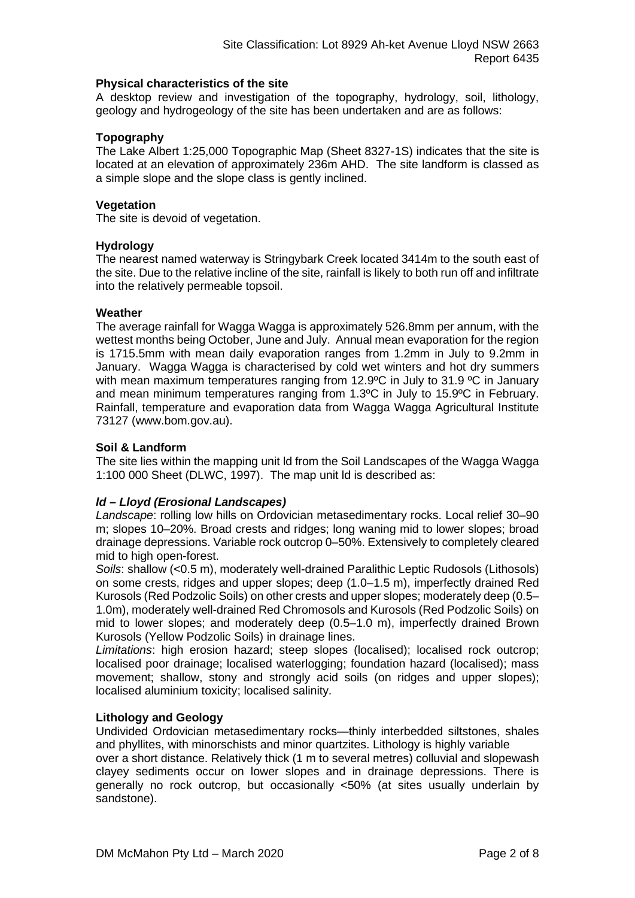### Physical characteristics of the site

A desktop review and investigation of the topography, hydrology, soil, lithology, geology and hydrogeology of the site has been undertaken and are as follows:

### Topography

The Lake Albert 1:25,000 Topographic Map (Sheet 8327-1S) indicates that the site is located at an elevation of approximately 236m AHD. The site landform is classed as a simple slope and the slope class is gently inclined.

### Vegetation

The site is devoid of vegetation.

### Hydrology

The nearest named waterway is Stringybark Creek located 3414m to the south east of the site. Due to the relative incline of the site, rainfall is likely to both run off and infiltrate into the relatively permeable topsoil.

### Weather

The average rainfall for Wagga Wagga is approximately 526.8mm per annum, with the wettest months being October, June and July. Annual mean evaporation for the region is 1715.5mm with mean daily evaporation ranges from 1.2mm in July to 9.2mm in January. Wagga Wagga is characterised by cold wet winters and hot dry summers with mean maximum temperatures ranging from 12.9ºC in July to 31.9 ºC in January and mean minimum temperatures ranging from 1.3ºC in July to 15.9ºC in February. Rainfall, temperature and evaporation data from Wagga Wagga Agricultural Institute 73127 (www.bom.gov.au).

### Soil & Landform

The site lies within the mapping unit ld from the Soil Landscapes of the Wagga Wagga 1:100 000 Sheet (DLWC, 1997). The map unit ld is described as:

***ld – Lloyd (Erosional Landscapes)***

*Landscape*: rolling low hills on Ordovician metasedimentary rocks. Local relief 30–90 m; slopes 10–20%. Broad crests and ridges; long waning mid to lower slopes; broad drainage depressions. Variable rock outcrop 0–50%. Extensively to completely cleared mid to high open-forest.

*Soils*: shallow (<0.5 m), moderately well-drained Paralithic Leptic Rudosols (Lithosols) on some crests, ridges and upper slopes; deep (1.0–1.5 m), imperfectly drained Red Kurosols (Red Podzolic Soils) on other crests and upper slopes; moderately deep (0.5–1.0m), moderately well-drained Red Chromosols and Kurosols (Red Podzolic Soils) on mid to lower slopes; and moderately deep (0.5–1.0 m), imperfectly drained Brown Kurosols (Yellow Podzolic Soils) in drainage lines.

*Limitations*: high erosion hazard; steep slopes (localised); localised rock outcrop; localised poor drainage; localised waterlogging; foundation hazard (localised); mass movement; shallow, stony and strongly acid soils (on ridges and upper slopes); localised aluminium toxicity; localised salinity.

### Lithology and Geology

Undivided Ordovician metasedimentary rocks—thinly interbedded siltstones, shales and phyllites, with minorschists and minor quartzites. Lithology is highly variable over a short distance. Relatively thick (1 m to several metres) colluvial and slopewash clayey sediments occur on lower slopes and in drainage depressions. There is generally no rock outcrop, but occasionally <50% (at sites usually underlain by sandstone).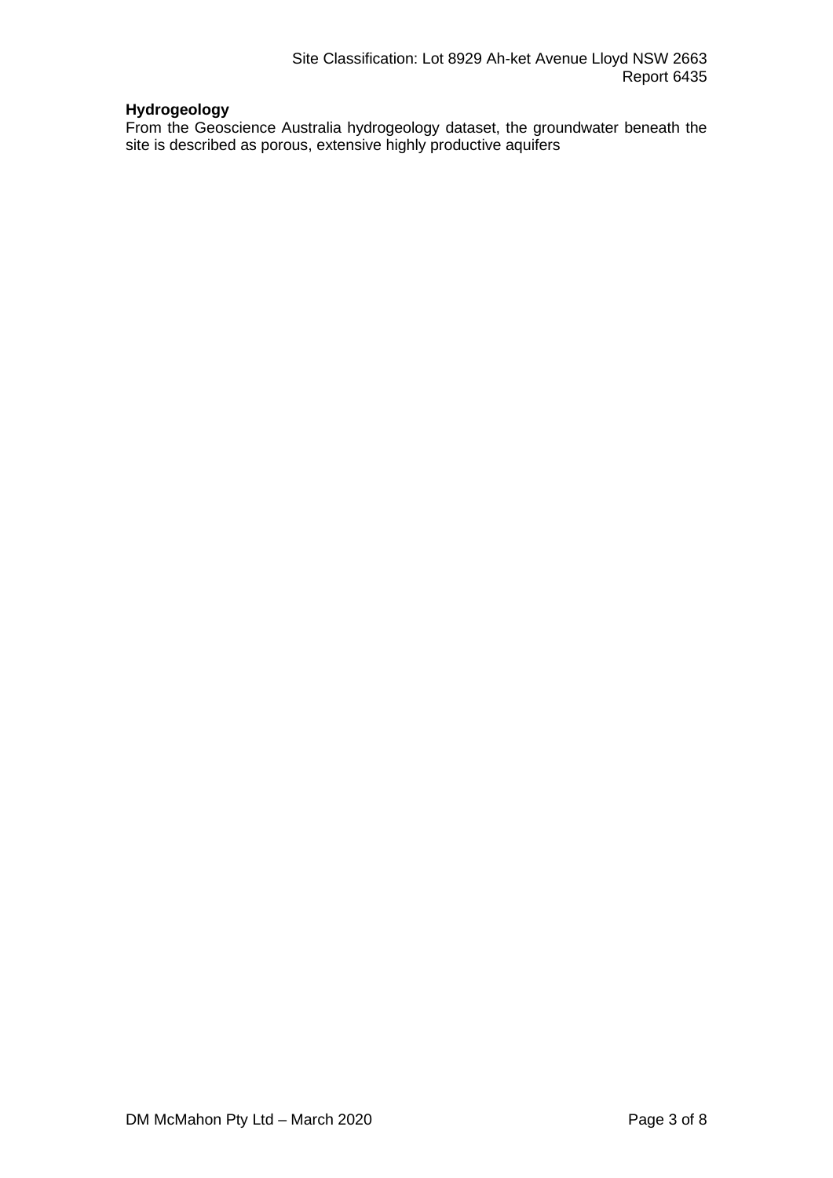**Hydrogeology**

From the Geoscience Australia hydrogeology dataset, the groundwater beneath the site is described as porous, extensive highly productive aquifers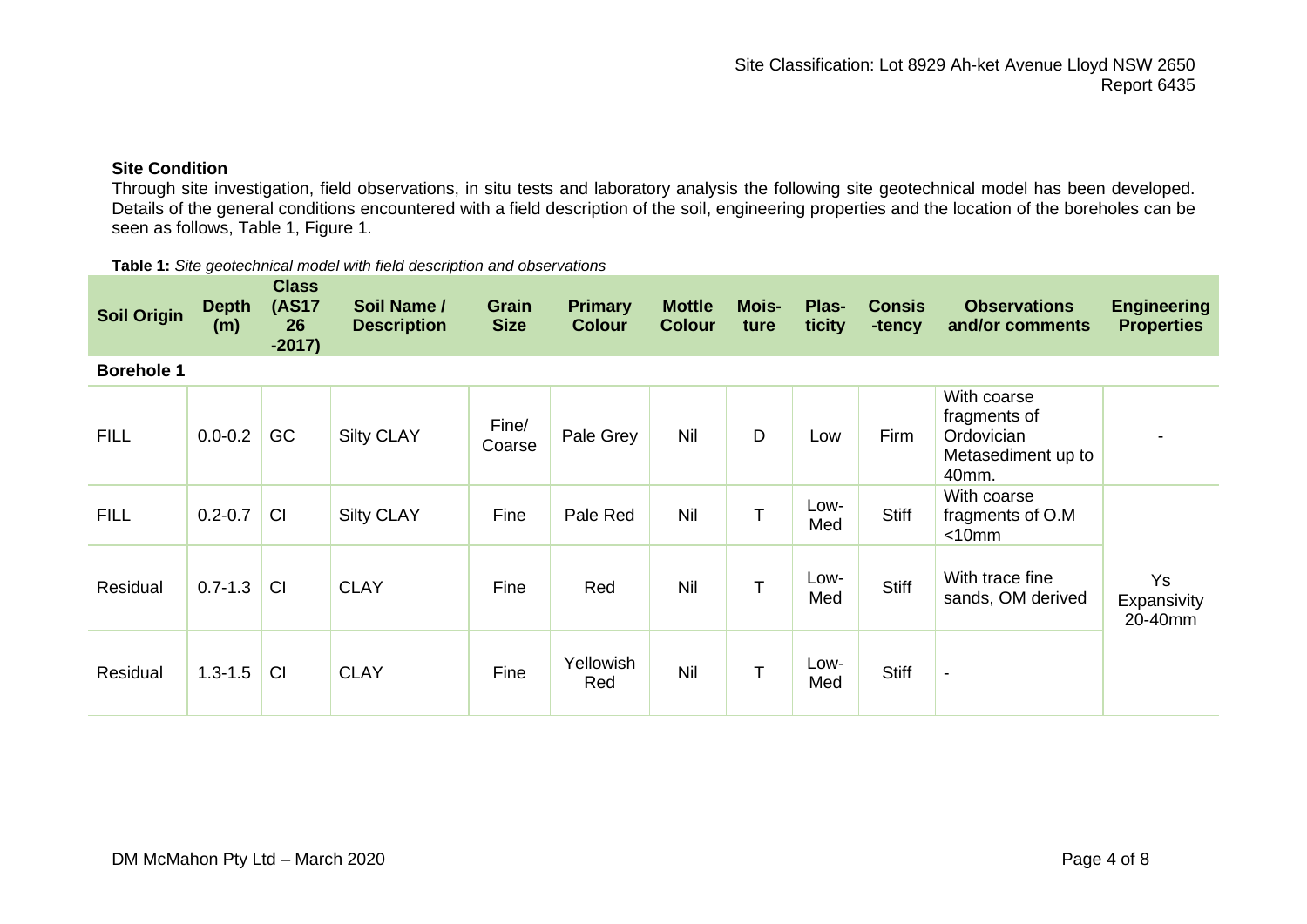**Site Condition**

Through site investigation, field observations, in situ tests and laboratory analysis the following site geotechnical model has been developed. Details of the general conditions encountered with a field description of the soil, engineering properties and the location of the boreholes can be seen as follows, Table 1, Figure 1.

**Table 1:** *Site geotechnical model with field description and observations*

| Soil Origin | Depth (m) | Class (AS1726-2017) | Soil Name / Description | Grain Size | Primary Colour | Mottle Colour | Moisture | Plasticity | Consistency | Observations and/or comments | Engineering Properties |
|---|---|---|---|---|---|---|---|---|---|---|---|
| **Borehole 1** | | | | | | | | | | | |
| FILL | 0.0-0.2 | GC | Silty CLAY | Fine/ Coarse | Pale Grey | Nil | D | Low | Firm | With coarse fragments of Ordovician Metasediment up to 40mm. | - |
| FILL | 0.2-0.7 | CI | Silty CLAY | Fine | Pale Red | Nil | T | Low-Med | Stiff | With coarse fragments of O.M <10mm | Ys Expansivity 20-40mm |
| Residual | 0.7-1.3 | CI | CLAY | Fine | Red | Nil | T | Low-Med | Stiff | With trace fine sands, OM derived | |
| Residual | 1.3-1.5 | CI | CLAY | Fine | Yellowish Red | Nil | T | Low-Med | Stiff | - | |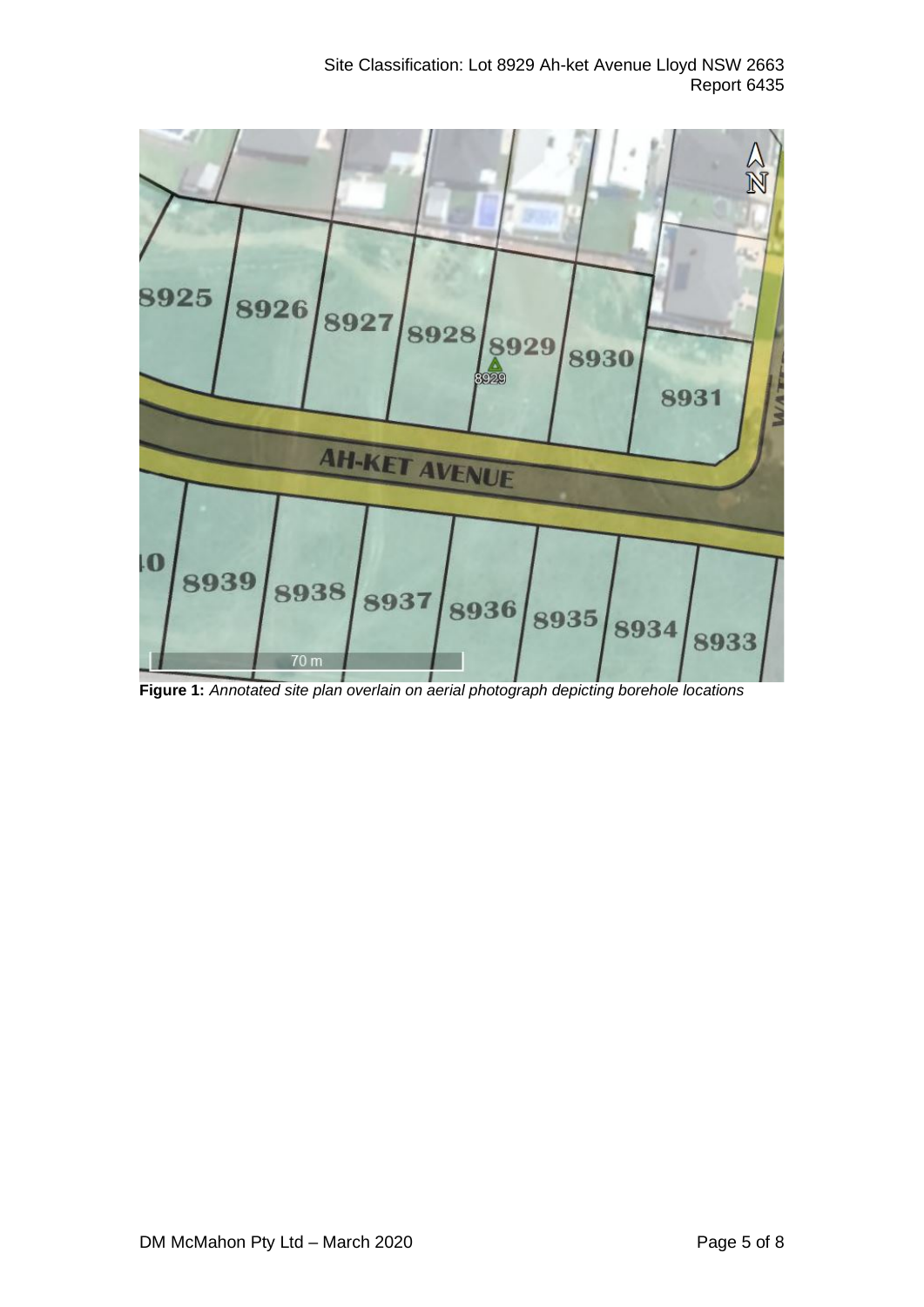**Figure 1:** *Annotated site plan overlain on aerial photograph depicting borehole locations*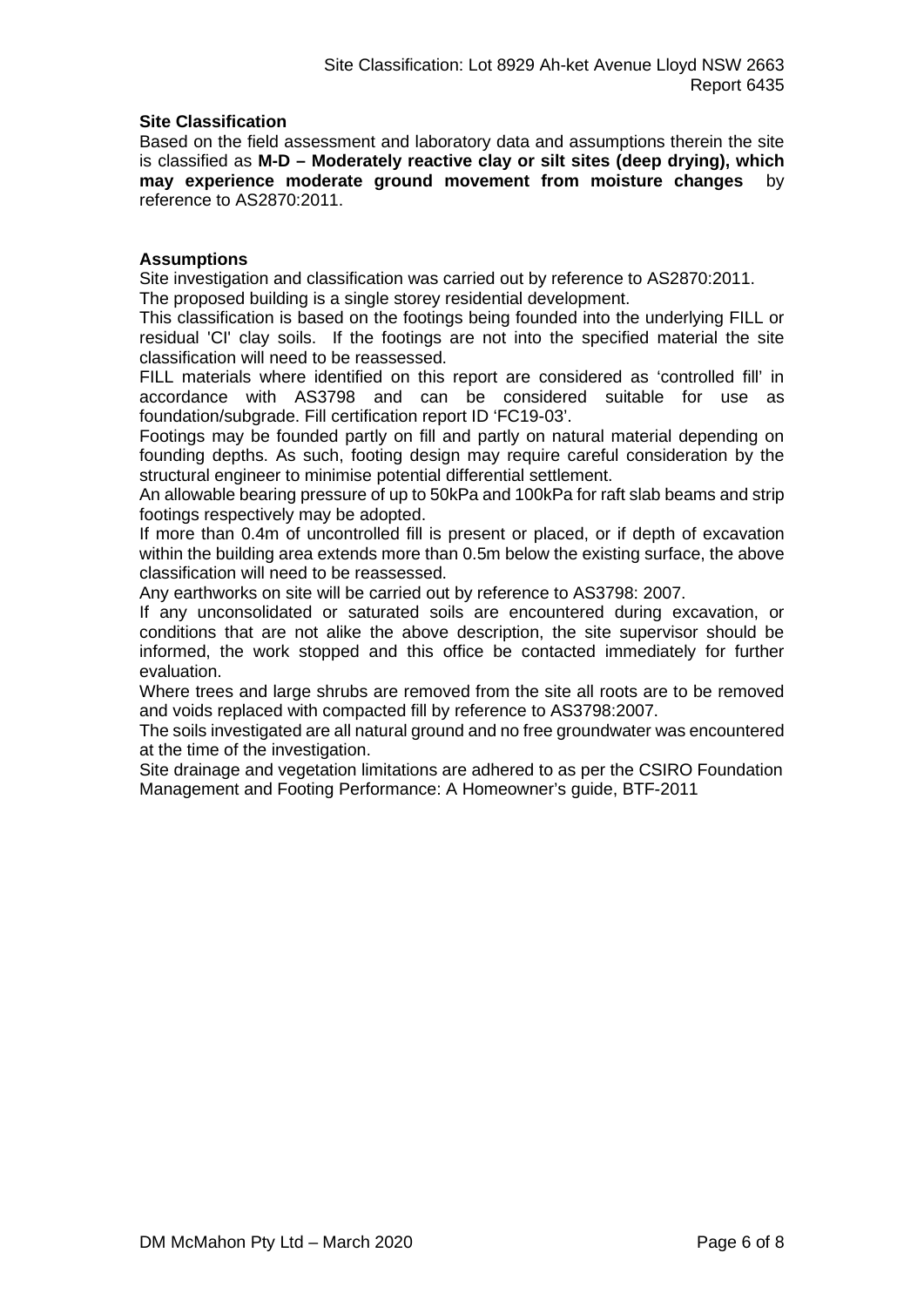**Site Classification**

Based on the field assessment and laboratory data and assumptions therein the site is classified as **M-D – Moderately reactive clay or silt sites (deep drying), which may experience moderate ground movement from moisture changes** by reference to AS2870:2011.

**Assumptions**

Site investigation and classification was carried out by reference to AS2870:2011.
The proposed building is a single storey residential development.
This classification is based on the footings being founded into the underlying FILL or residual 'CI' clay soils. If the footings are not into the specified material the site classification will need to be reassessed.
FILL materials where identified on this report are considered as 'controlled fill' in accordance with AS3798 and can be considered suitable for use as foundation/subgrade. Fill certification report ID 'FC19-03'.
Footings may be founded partly on fill and partly on natural material depending on founding depths. As such, footing design may require careful consideration by the structural engineer to minimise potential differential settlement.
An allowable bearing pressure of up to 50kPa and 100kPa for raft slab beams and strip footings respectively may be adopted.
If more than 0.4m of uncontrolled fill is present or placed, or if depth of excavation within the building area extends more than 0.5m below the existing surface, the above classification will need to be reassessed.
Any earthworks on site will be carried out by reference to AS3798: 2007.
If any unconsolidated or saturated soils are encountered during excavation, or conditions that are not alike the above description, the site supervisor should be informed, the work stopped and this office be contacted immediately for further evaluation.
Where trees and large shrubs are removed from the site all roots are to be removed and voids replaced with compacted fill by reference to AS3798:2007.
The soils investigated are all natural ground and no free groundwater was encountered at the time of the investigation.
Site drainage and vegetation limitations are adhered to as per the CSIRO Foundation Management and Footing Performance: A Homeowner's guide, BTF-2011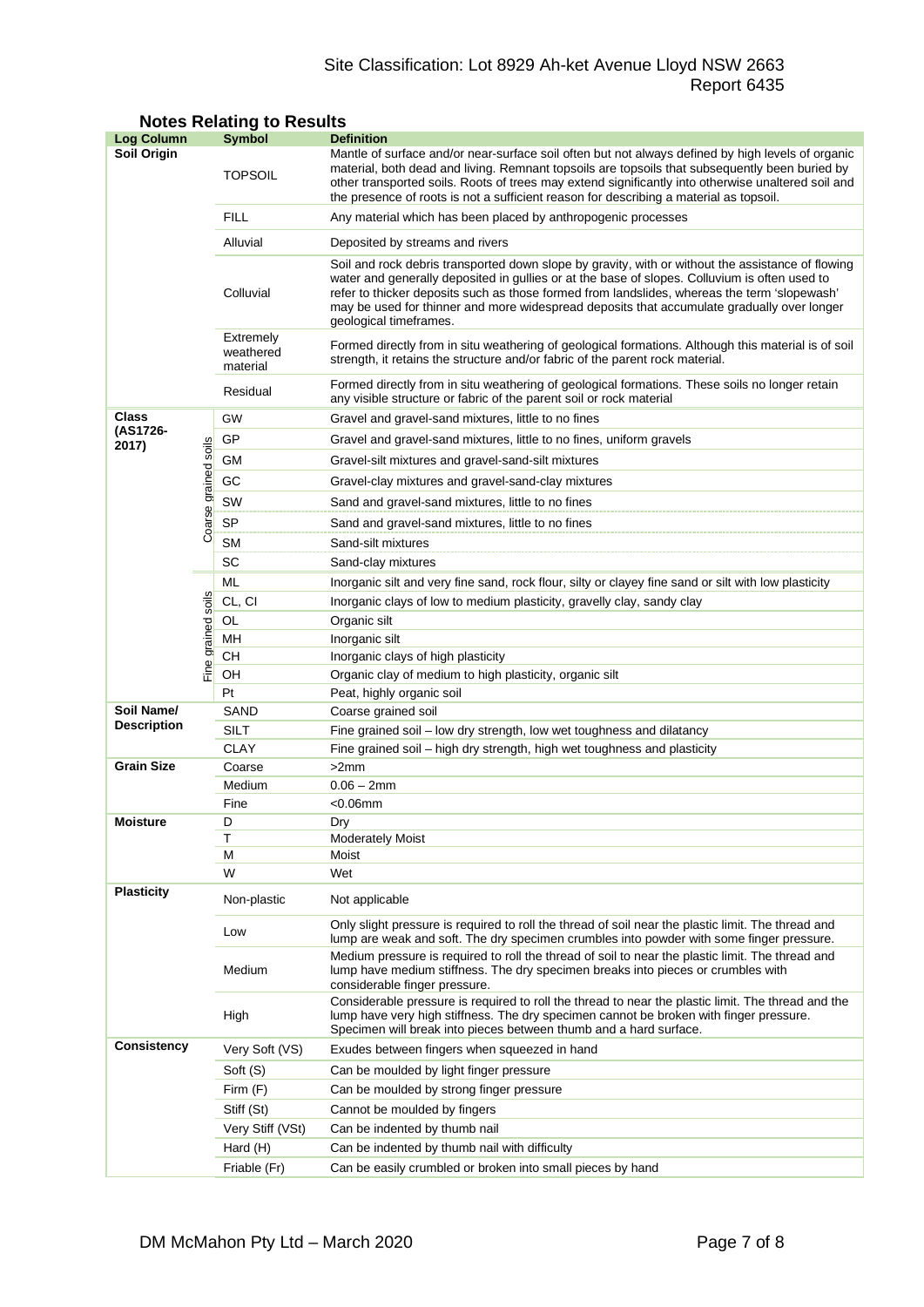## Notes Relating to Results

| Log Column | | Symbol | Definition |
|---|---|---|---|
| **Soil Origin** | | TOPSOIL | Mantle of surface and/or near-surface soil often but not always defined by high levels of organic material, both dead and living. Remnant topsoils are topsoils that subsequently been buried by other transported soils. Roots of trees may extend significantly into otherwise unaltered soil and the presence of roots is not a sufficient reason for describing a material as topsoil. |
| | | FILL | Any material which has been placed by anthropogenic processes |
| | | Alluvial | Deposited by streams and rivers |
| | | Colluvial | Soil and rock debris transported down slope by gravity, with or without the assistance of flowing water and generally deposited in gullies or at the base of slopes. Colluvium is often used to refer to thicker deposits such as those formed from landslides, whereas the term 'slopewash' may be used for thinner and more widespread deposits that accumulate gradually over longer geological timeframes. |
| | | Extremely weathered material | Formed directly from in situ weathering of geological formations. Although this material is of soil strength, it retains the structure and/or fabric of the parent rock material. |
| | | Residual | Formed directly from in situ weathering of geological formations. These soils no longer retain any visible structure or fabric of the parent soil or rock material |
| **Class (AS1726-2017)** | Coarse grained soils | GW | Gravel and gravel-sand mixtures, little to no fines |
| | | GP | Gravel and gravel-sand mixtures, little to no fines, uniform gravels |
| | | GM | Gravel-silt mixtures and gravel-sand-silt mixtures |
| | | GC | Gravel-clay mixtures and gravel-sand-clay mixtures |
| | | SW | Sand and gravel-sand mixtures, little to no fines |
| | | SP | Sand and gravel-sand mixtures, little to no fines |
| | | SM | Sand-silt mixtures |
| | | SC | Sand-clay mixtures |
| | Fine grained soils | ML | Inorganic silt and very fine sand, rock flour, silty or clayey fine sand or silt with low plasticity |
| | | CL, CI | Inorganic clays of low to medium plasticity, gravelly clay, sandy clay |
| | | OL | Organic silt |
| | | MH | Inorganic silt |
| | | CH | Inorganic clays of high plasticity |
| | | OH | Organic clay of medium to high plasticity, organic silt |
| | | Pt | Peat, highly organic soil |
| **Soil Name/ Description** | | SAND | Coarse grained soil |
| | | SILT | Fine grained soil – low dry strength, low wet toughness and dilatancy |
| | | CLAY | Fine grained soil – high dry strength, high wet toughness and plasticity |
| **Grain Size** | | Coarse | >2mm |
| | | Medium | 0.06 – 2mm |
| | | Fine | <0.06mm |
| **Moisture** | | D | Dry |
| | | T | Moderately Moist |
| | | M | Moist |
| | | W | Wet |
| **Plasticity** | | Non-plastic | Not applicable |
| | | Low | Only slight pressure is required to roll the thread of soil near the plastic limit. The thread and lump are weak and soft. The dry specimen crumbles into powder with some finger pressure. |
| | | Medium | Medium pressure is required to roll the thread of soil to near the plastic limit. The thread and lump have medium stiffness. The dry specimen breaks into pieces or crumbles with considerable finger pressure. |
| | | High | Considerable pressure is required to roll the thread to near the plastic limit. The thread and the lump have very high stiffness. The dry specimen cannot be broken with finger pressure. Specimen will break into pieces between thumb and a hard surface. |
| **Consistency** | | Very Soft (VS) | Exudes between fingers when squeezed in hand |
| | | Soft (S) | Can be moulded by light finger pressure |
| | | Firm (F) | Can be moulded by strong finger pressure |
| | | Stiff (St) | Cannot be moulded by fingers |
| | | Very Stiff (VSt) | Can be indented by thumb nail |
| | | Hard (H) | Can be indented by thumb nail with difficulty |
| | | Friable (Fr) | Can be easily crumbled or broken into small pieces by hand |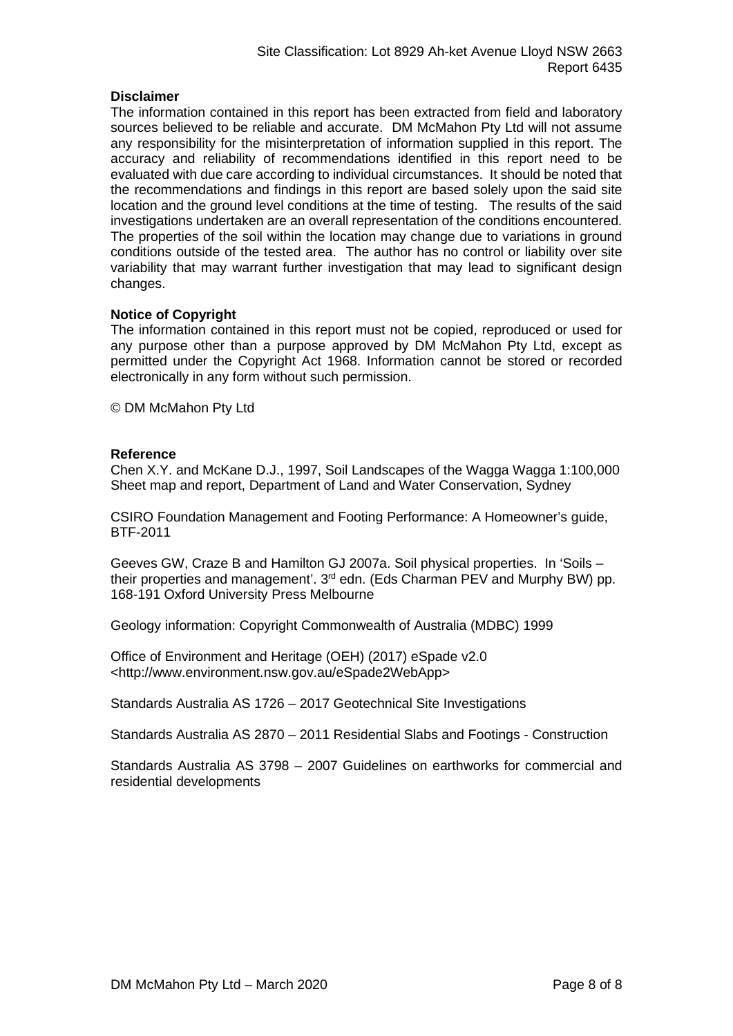**Disclaimer**

The information contained in this report has been extracted from field and laboratory sources believed to be reliable and accurate. DM McMahon Pty Ltd will not assume any responsibility for the misinterpretation of information supplied in this report. The accuracy and reliability of recommendations identified in this report need to be evaluated with due care according to individual circumstances. It should be noted that the recommendations and findings in this report are based solely upon the said site location and the ground level conditions at the time of testing. The results of the said investigations undertaken are an overall representation of the conditions encountered. The properties of the soil within the location may change due to variations in ground conditions outside of the tested area. The author has no control or liability over site variability that may warrant further investigation that may lead to significant design changes.

**Notice of Copyright**

The information contained in this report must not be copied, reproduced or used for any purpose other than a purpose approved by DM McMahon Pty Ltd, except as permitted under the Copyright Act 1968. Information cannot be stored or recorded electronically in any form without such permission.

© DM McMahon Pty Ltd

**Reference**

Chen X.Y. and McKane D.J., 1997, Soil Landscapes of the Wagga Wagga 1:100,000 Sheet map and report, Department of Land and Water Conservation, Sydney

CSIRO Foundation Management and Footing Performance: A Homeowner's guide, BTF-2011

Geeves GW, Craze B and Hamilton GJ 2007a. Soil physical properties. In 'Soils – their properties and management'. 3rd edn. (Eds Charman PEV and Murphy BW) pp. 168-191 Oxford University Press Melbourne

Geology information: Copyright Commonwealth of Australia (MDBC) 1999

Office of Environment and Heritage (OEH) (2017) eSpade v2.0 <http://www.environment.nsw.gov.au/eSpade2WebApp>

Standards Australia AS 1726 – 2017 Geotechnical Site Investigations

Standards Australia AS 2870 – 2011 Residential Slabs and Footings - Construction

Standards Australia AS 3798 – 2007 Guidelines on earthworks for commercial and residential developments